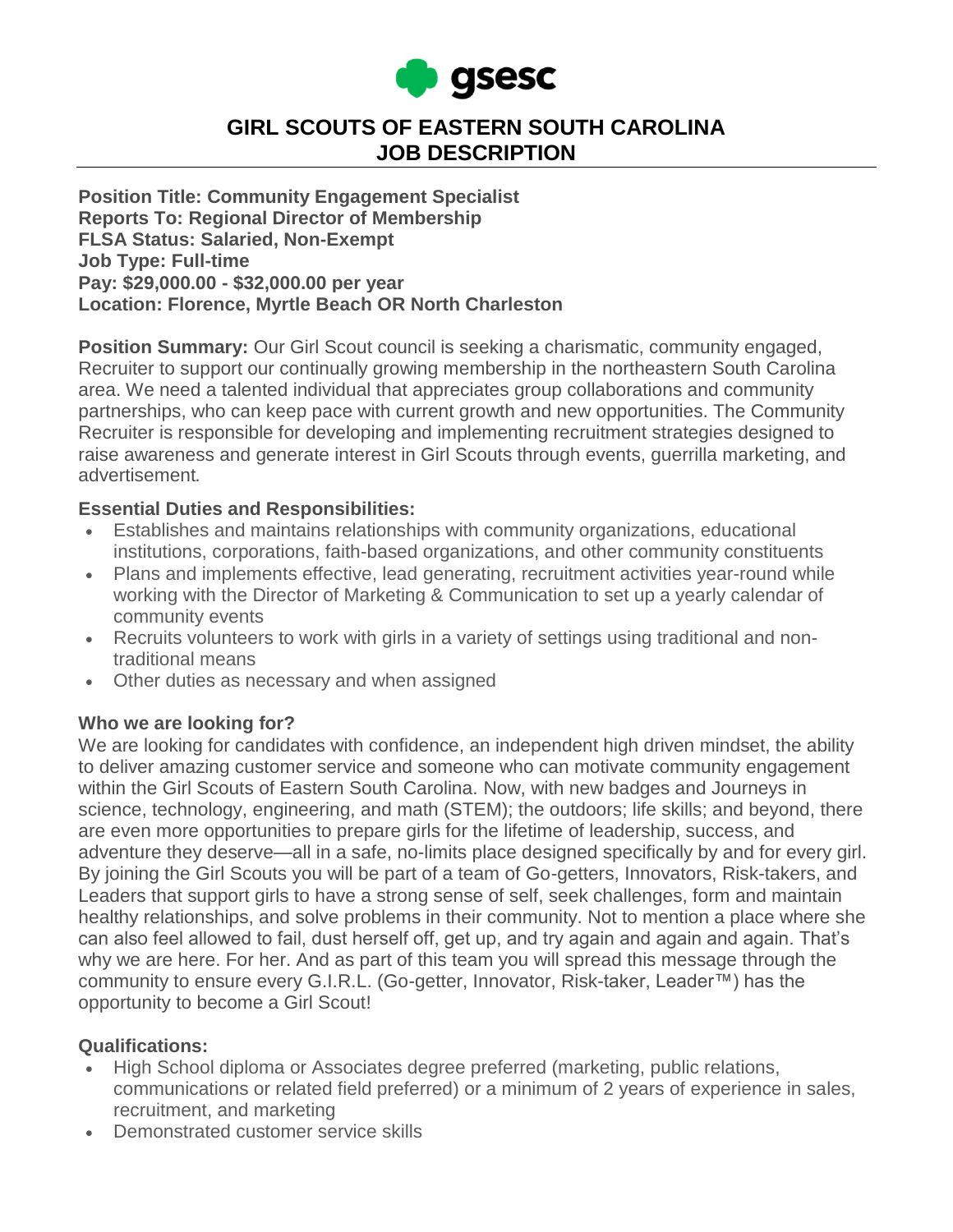gsesc

# GIRL SCOUTS OF EASTERN SOUTH CAROLINA
# JOB DESCRIPTION

**Position Title: Community Engagement Specialist**
**Reports To: Regional Director of Membership**
**FLSA Status: Salaried, Non-Exempt**
**Job Type: Full-time**
**Pay: $29,000.00 - $32,000.00 per year**
**Location: Florence, Myrtle Beach OR North Charleston**

**Position Summary:** Our Girl Scout council is seeking a charismatic, community engaged, Recruiter to support our continually growing membership in the northeastern South Carolina area. We need a talented individual that appreciates group collaborations and community partnerships, who can keep pace with current growth and new opportunities. The Community Recruiter is responsible for developing and implementing recruitment strategies designed to raise awareness and generate interest in Girl Scouts through events, guerrilla marketing, and advertisement*.*

**Essential Duties and Responsibilities:**

- Establishes and maintains relationships with community organizations, educational institutions, corporations, faith-based organizations, and other community constituents
- Plans and implements effective, lead generating, recruitment activities year-round while working with the Director of Marketing & Communication to set up a yearly calendar of community events
- Recruits volunteers to work with girls in a variety of settings using traditional and non-traditional means
- Other duties as necessary and when assigned

**Who we are looking for?**

We are looking for candidates with confidence, an independent high driven mindset, the ability to deliver amazing customer service and someone who can motivate community engagement within the Girl Scouts of Eastern South Carolina. Now, with new badges and Journeys in science, technology, engineering, and math (STEM); the outdoors; life skills; and beyond, there are even more opportunities to prepare girls for the lifetime of leadership, success, and adventure they deserve—all in a safe, no-limits place designed specifically by and for every girl. By joining the Girl Scouts you will be part of a team of Go-getters, Innovators, Risk-takers, and Leaders that support girls to have a strong sense of self, seek challenges, form and maintain healthy relationships, and solve problems in their community. Not to mention a place where she can also feel allowed to fail, dust herself off, get up, and try again and again and again. That's why we are here. For her. And as part of this team you will spread this message through the community to ensure every G.I.R.L. (Go-getter, Innovator, Risk-taker, Leader™) has the opportunity to become a Girl Scout!

**Qualifications:**

- High School diploma or Associates degree preferred (marketing, public relations, communications or related field preferred) or a minimum of 2 years of experience in sales, recruitment, and marketing
- Demonstrated customer service skills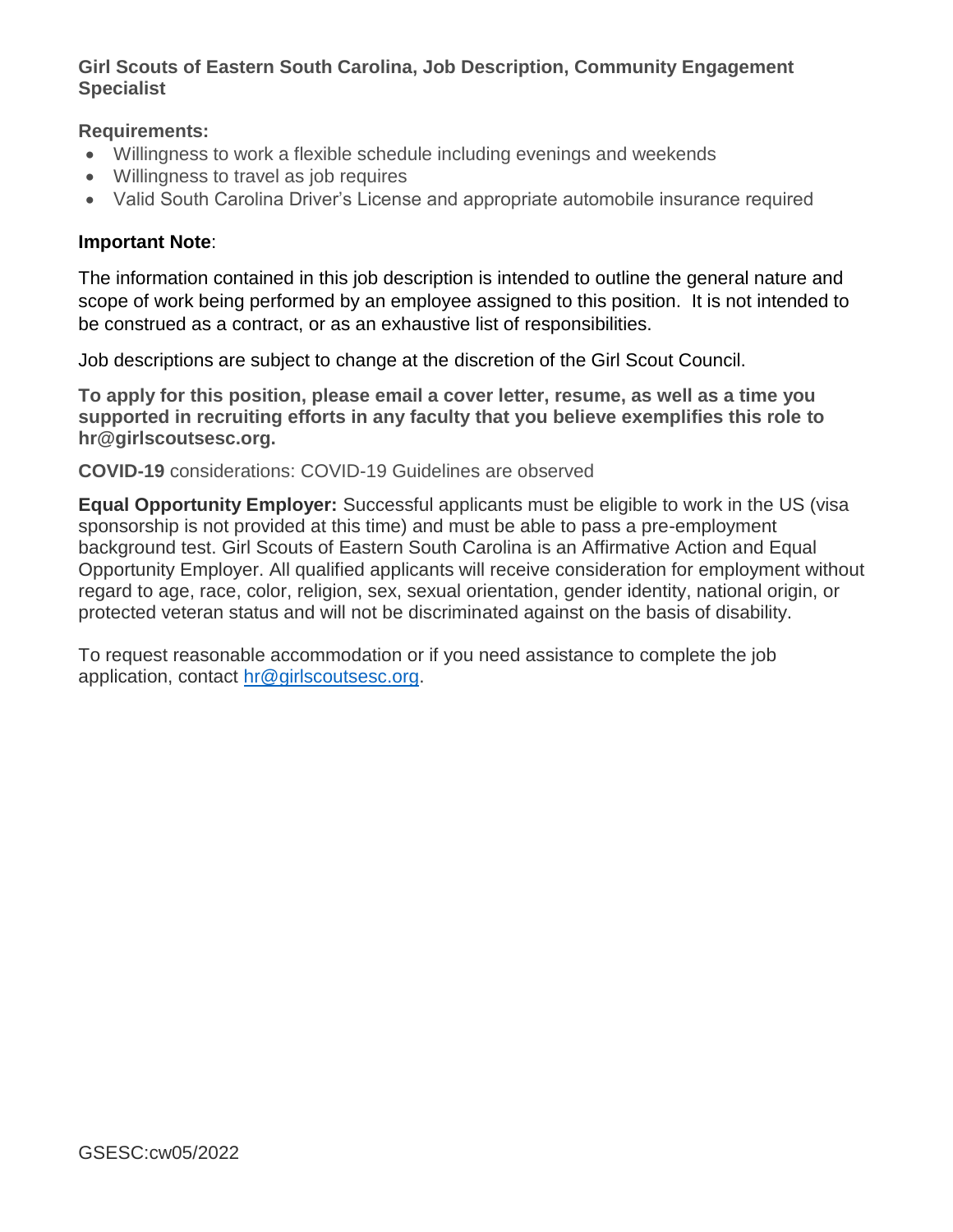**Girl Scouts of Eastern South Carolina, Job Description, Community Engagement Specialist**

**Requirements:**

- Willingness to work a flexible schedule including evenings and weekends
- Willingness to travel as job requires
- Valid South Carolina Driver's License and appropriate automobile insurance required

**Important Note**:

The information contained in this job description is intended to outline the general nature and scope of work being performed by an employee assigned to this position. It is not intended to be construed as a contract, or as an exhaustive list of responsibilities.

Job descriptions are subject to change at the discretion of the Girl Scout Council.

**To apply for this position, please email a cover letter, resume, as well as a time you supported in recruiting efforts in any faculty that you believe exemplifies this role to hr@girlscoutsesc.org.**

**COVID-19** considerations: COVID-19 Guidelines are observed

**Equal Opportunity Employer:** Successful applicants must be eligible to work in the US (visa sponsorship is not provided at this time) and must be able to pass a pre-employment background test. Girl Scouts of Eastern South Carolina is an Affirmative Action and Equal Opportunity Employer. All qualified applicants will receive consideration for employment without regard to age, race, color, religion, sex, sexual orientation, gender identity, national origin, or protected veteran status and will not be discriminated against on the basis of disability.

To request reasonable accommodation or if you need assistance to complete the job application, contact hr@girlscoutsesc.org.

GSESC:cw05/2022